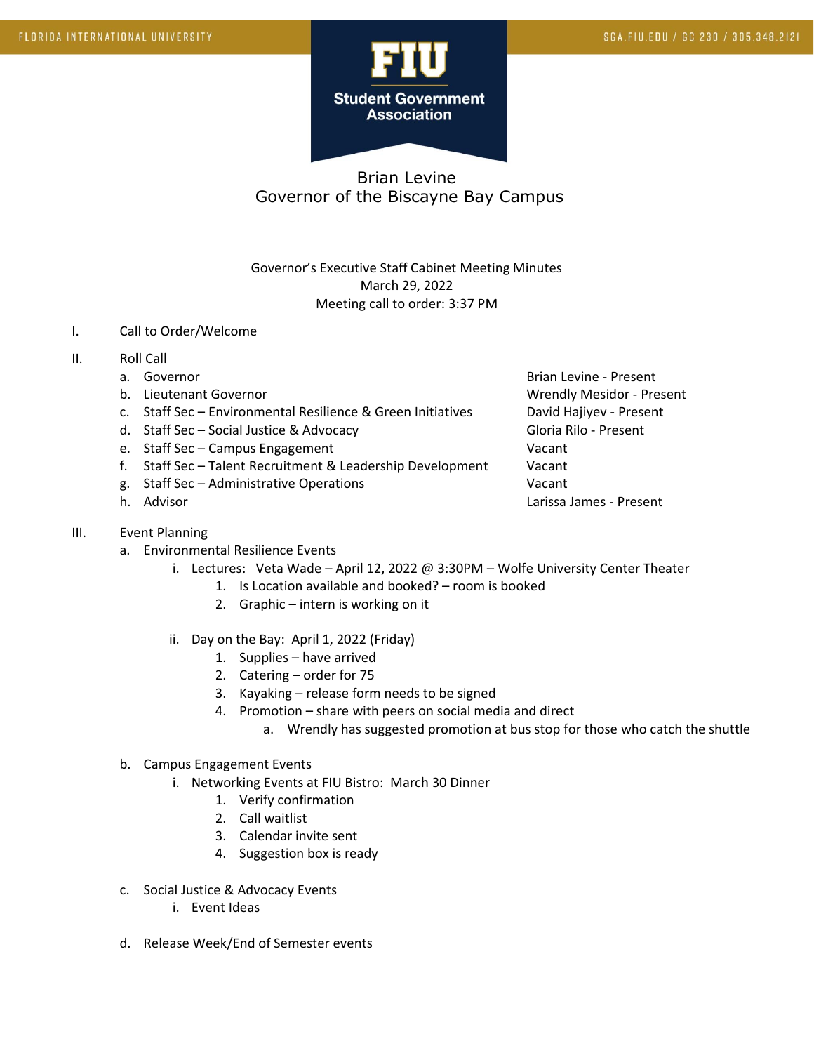FLORIDA INTERNATIONAL UNIVERSITY

SGA.FIU.EDU / GC 230 / 305.348.2121

**FIU Student Government Association**

## Brian Levine
## Governor of the Biscayne Bay Campus

Governor's Executive Staff Cabinet Meeting Minutes
March 29, 2022
Meeting call to order: 3:37 PM

I. Call to Order/Welcome

II. Roll Call

| | Position | Name |
|---|---|---|
| a. | Governor | Brian Levine - Present |
| b. | Lieutenant Governor | Wrendly Mesidor - Present |
| c. | Staff Sec – Environmental Resilience & Green Initiatives | David Hajiyev - Present |
| d. | Staff Sec – Social Justice & Advocacy | Gloria Rilo - Present |
| e. | Staff Sec – Campus Engagement | Vacant |
| f. | Staff Sec – Talent Recruitment & Leadership Development | Vacant |
| g. | Staff Sec – Administrative Operations | Vacant |
| h. | Advisor | Larissa James - Present |

III. Event Planning

- a. Environmental Resilience Events
  - i. Lectures: Veta Wade – April 12, 2022 @ 3:30PM – Wolfe University Center Theater
    1. Is Location available and booked? – room is booked
    2. Graphic – intern is working on it
  - ii. Day on the Bay: April 1, 2022 (Friday)
    1. Supplies – have arrived
    2. Catering – order for 75
    3. Kayaking – release form needs to be signed
    4. Promotion – share with peers on social media and direct
       - a. Wrendly has suggested promotion at bus stop for those who catch the shuttle
- b. Campus Engagement Events
  - i. Networking Events at FIU Bistro: March 30 Dinner
    1. Verify confirmation
    2. Call waitlist
    3. Calendar invite sent
    4. Suggestion box is ready
- c. Social Justice & Advocacy Events
  - i. Event Ideas
- d. Release Week/End of Semester events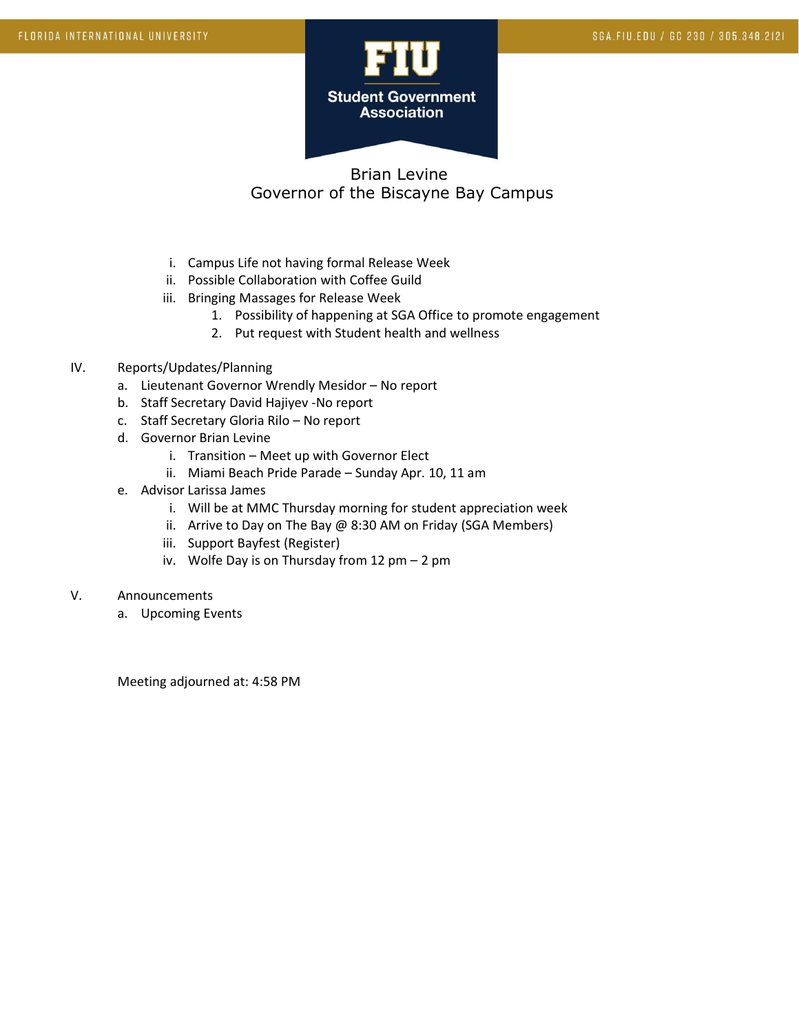Brian Levine
Governor of the Biscayne Bay Campus

   i. Campus Life not having formal Release Week
   ii. Possible Collaboration with Coffee Guild
   iii. Bringing Massages for Release Week
      1. Possibility of happening at SGA Office to promote engagement
      2. Put request with Student health and wellness

IV. Reports/Updates/Planning
   a. Lieutenant Governor Wrendly Mesidor – No report
   b. Staff Secretary David Hajiyev -No report
   c. Staff Secretary Gloria Rilo – No report
   d. Governor Brian Levine
      i. Transition – Meet up with Governor Elect
      ii. Miami Beach Pride Parade – Sunday Apr. 10, 11 am
   e. Advisor Larissa James
      i. Will be at MMC Thursday morning for student appreciation week
      ii. Arrive to Day on The Bay @ 8:30 AM on Friday (SGA Members)
      iii. Support Bayfest (Register)
      iv. Wolfe Day is on Thursday from 12 pm – 2 pm

V. Announcements
   a. Upcoming Events

Meeting adjourned at: 4:58 PM